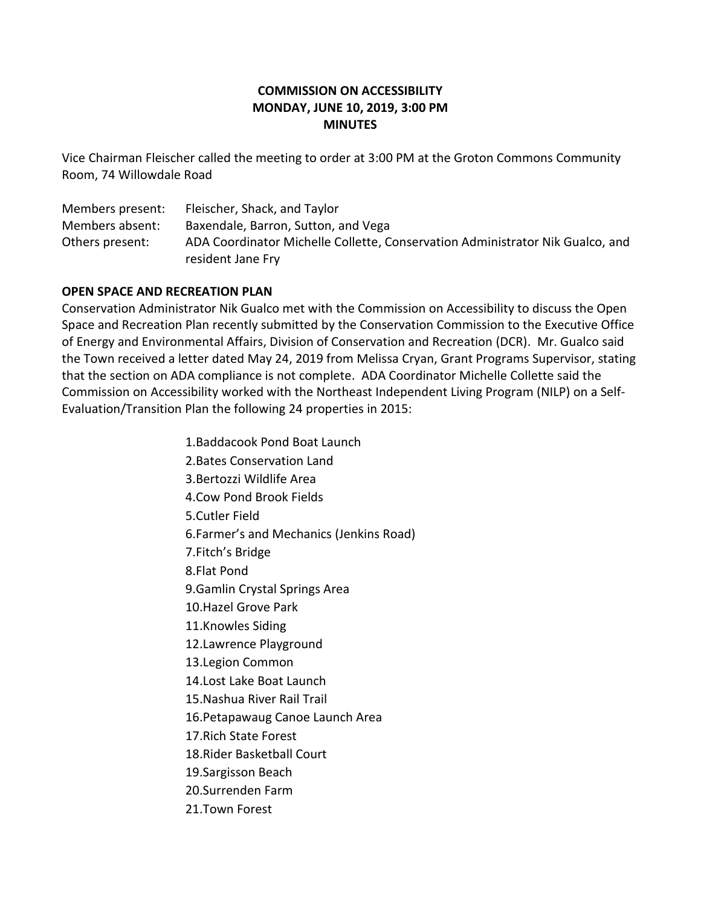**COMMISSION ON ACCESSIBILITY**
**MONDAY, JUNE 10, 2019, 3:00 PM**
**MINUTES**

Vice Chairman Fleischer called the meeting to order at 3:00 PM at the Groton Commons Community Room, 74 Willowdale Road

| | |
|---|---|
| Members present: | Fleischer, Shack, and Taylor |
| Members absent: | Baxendale, Barron, Sutton, and Vega |
| Others present: | ADA Coordinator Michelle Collette, Conservation Administrator Nik Gualco, and resident Jane Fry |

**OPEN SPACE AND RECREATION PLAN**

Conservation Administrator Nik Gualco met with the Commission on Accessibility to discuss the Open Space and Recreation Plan recently submitted by the Conservation Commission to the Executive Office of Energy and Environmental Affairs, Division of Conservation and Recreation (DCR). Mr. Gualco said the Town received a letter dated May 24, 2019 from Melissa Cryan, Grant Programs Supervisor, stating that the section on ADA compliance is not complete. ADA Coordinator Michelle Collette said the Commission on Accessibility worked with the Northeast Independent Living Program (NILP) on a Self-Evaluation/Transition Plan the following 24 properties in 2015:

1. Baddacook Pond Boat Launch
2. Bates Conservation Land
3. Bertozzi Wildlife Area
4. Cow Pond Brook Fields
5. Cutler Field
6. Farmer's and Mechanics (Jenkins Road)
7. Fitch's Bridge
8. Flat Pond
9. Gamlin Crystal Springs Area
10. Hazel Grove Park
11. Knowles Siding
12. Lawrence Playground
13. Legion Common
14. Lost Lake Boat Launch
15. Nashua River Rail Trail
16. Petapawaug Canoe Launch Area
17. Rich State Forest
18. Rider Basketball Court
19. Sargisson Beach
20. Surrenden Farm
21. Town Forest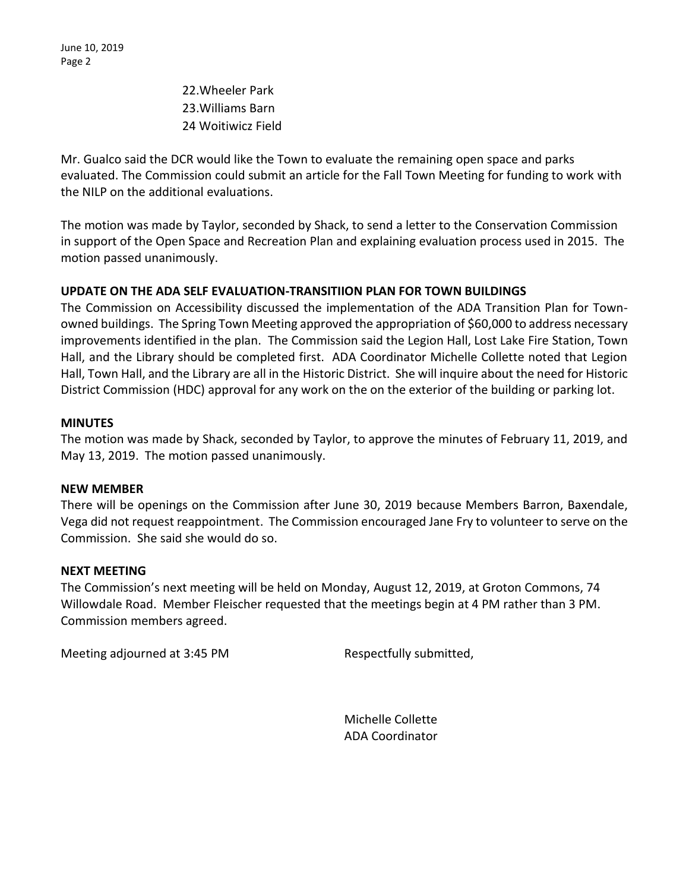22.Wheeler Park
23.Williams Barn
24 Woitiwicz Field

Mr. Gualco said the DCR would like the Town to evaluate the remaining open space and parks evaluated. The Commission could submit an article for the Fall Town Meeting for funding to work with the NILP on the additional evaluations.

The motion was made by Taylor, seconded by Shack, to send a letter to the Conservation Commission in support of the Open Space and Recreation Plan and explaining evaluation process used in 2015. The motion passed unanimously.

**UPDATE ON THE ADA SELF EVALUATION-TRANSITIION PLAN FOR TOWN BUILDINGS**

The Commission on Accessibility discussed the implementation of the ADA Transition Plan for Town-owned buildings. The Spring Town Meeting approved the appropriation of $60,000 to address necessary improvements identified in the plan. The Commission said the Legion Hall, Lost Lake Fire Station, Town Hall, and the Library should be completed first. ADA Coordinator Michelle Collette noted that Legion Hall, Town Hall, and the Library are all in the Historic District. She will inquire about the need for Historic District Commission (HDC) approval for any work on the on the exterior of the building or parking lot.

**MINUTES**

The motion was made by Shack, seconded by Taylor, to approve the minutes of February 11, 2019, and May 13, 2019. The motion passed unanimously.

**NEW MEMBER**

There will be openings on the Commission after June 30, 2019 because Members Barron, Baxendale, Vega did not request reappointment. The Commission encouraged Jane Fry to volunteer to serve on the Commission. She said she would do so.

**NEXT MEETING**

The Commission's next meeting will be held on Monday, August 12, 2019, at Groton Commons, 74 Willowdale Road. Member Fleischer requested that the meetings begin at 4 PM rather than 3 PM. Commission members agreed.

Meeting adjourned at 3:45 PM

Respectfully submitted,

Michelle Collette
ADA Coordinator